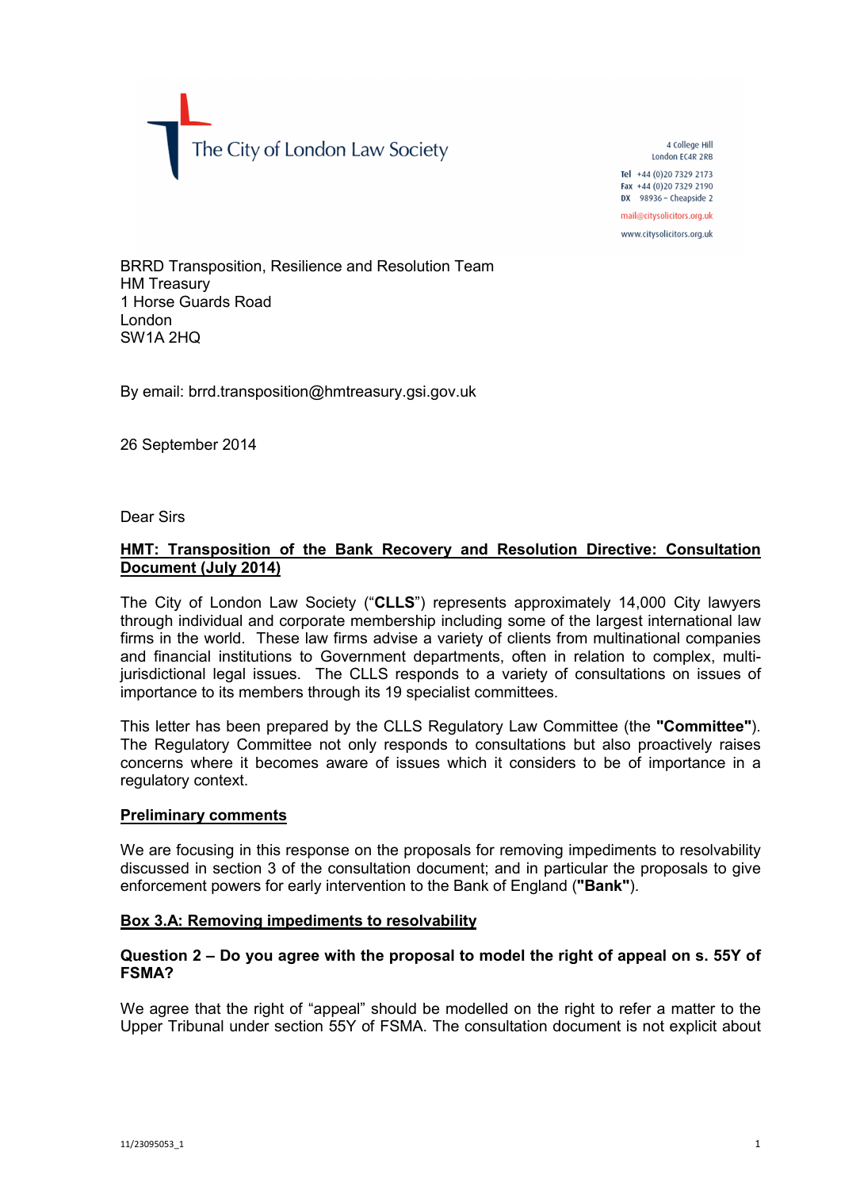The City of London Law Society

4 College Hill
London EC4R 2RB

**Tel** +44 (0)20 7329 2173
**Fax** +44 (0)20 7329 2190
**DX** 98936 – Cheapside 2

mail@citysolicitors.org.uk

www.citysolicitors.org.uk

BRRD Transposition, Resilience and Resolution Team
HM Treasury
1 Horse Guards Road
London
SW1A 2HQ

By email: brrd.transposition@hmtreasury.gsi.gov.uk

26 September 2014

Dear Sirs

**HMT: Transposition of the Bank Recovery and Resolution Directive: Consultation Document (July 2014)**

The City of London Law Society ("**CLLS**") represents approximately 14,000 City lawyers through individual and corporate membership including some of the largest international law firms in the world. These law firms advise a variety of clients from multinational companies and financial institutions to Government departments, often in relation to complex, multi-jurisdictional legal issues. The CLLS responds to a variety of consultations on issues of importance to its members through its 19 specialist committees.

This letter has been prepared by the CLLS Regulatory Law Committee (the **"Committee"**). The Regulatory Committee not only responds to consultations but also proactively raises concerns where it becomes aware of issues which it considers to be of importance in a regulatory context.

**Preliminary comments**

We are focusing in this response on the proposals for removing impediments to resolvability discussed in section 3 of the consultation document; and in particular the proposals to give enforcement powers for early intervention to the Bank of England (**"Bank"**).

**Box 3.A: Removing impediments to resolvability**

**Question 2 – Do you agree with the proposal to model the right of appeal on s. 55Y of FSMA?**

We agree that the right of "appeal" should be modelled on the right to refer a matter to the Upper Tribunal under section 55Y of FSMA. The consultation document is not explicit about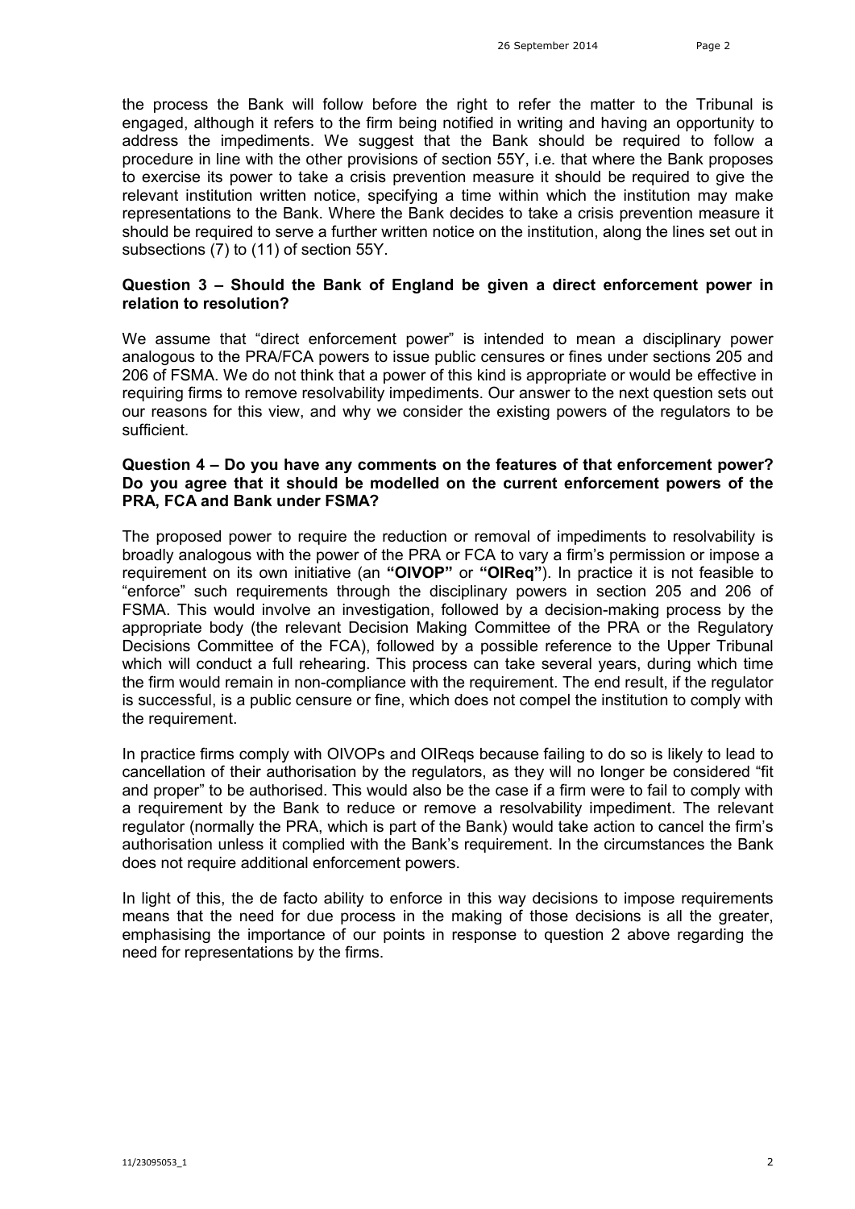the process the Bank will follow before the right to refer the matter to the Tribunal is engaged, although it refers to the firm being notified in writing and having an opportunity to address the impediments. We suggest that the Bank should be required to follow a procedure in line with the other provisions of section 55Y, i.e. that where the Bank proposes to exercise its power to take a crisis prevention measure it should be required to give the relevant institution written notice, specifying a time within which the institution may make representations to the Bank. Where the Bank decides to take a crisis prevention measure it should be required to serve a further written notice on the institution, along the lines set out in subsections (7) to (11) of section 55Y.

**Question 3 – Should the Bank of England be given a direct enforcement power in relation to resolution?**

We assume that "direct enforcement power" is intended to mean a disciplinary power analogous to the PRA/FCA powers to issue public censures or fines under sections 205 and 206 of FSMA. We do not think that a power of this kind is appropriate or would be effective in requiring firms to remove resolvability impediments. Our answer to the next question sets out our reasons for this view, and why we consider the existing powers of the regulators to be sufficient.

**Question 4 – Do you have any comments on the features of that enforcement power? Do you agree that it should be modelled on the current enforcement powers of the PRA, FCA and Bank under FSMA?**

The proposed power to require the reduction or removal of impediments to resolvability is broadly analogous with the power of the PRA or FCA to vary a firm's permission or impose a requirement on its own initiative (an **"OIVOP"** or **"OIReq"**). In practice it is not feasible to "enforce" such requirements through the disciplinary powers in section 205 and 206 of FSMA. This would involve an investigation, followed by a decision-making process by the appropriate body (the relevant Decision Making Committee of the PRA or the Regulatory Decisions Committee of the FCA), followed by a possible reference to the Upper Tribunal which will conduct a full rehearing. This process can take several years, during which time the firm would remain in non-compliance with the requirement. The end result, if the regulator is successful, is a public censure or fine, which does not compel the institution to comply with the requirement.

In practice firms comply with OIVOPs and OIReqs because failing to do so is likely to lead to cancellation of their authorisation by the regulators, as they will no longer be considered "fit and proper" to be authorised. This would also be the case if a firm were to fail to comply with a requirement by the Bank to reduce or remove a resolvability impediment. The relevant regulator (normally the PRA, which is part of the Bank) would take action to cancel the firm's authorisation unless it complied with the Bank's requirement. In the circumstances the Bank does not require additional enforcement powers.

In light of this, the de facto ability to enforce in this way decisions to impose requirements means that the need for due process in the making of those decisions is all the greater, emphasising the importance of our points in response to question 2 above regarding the need for representations by the firms.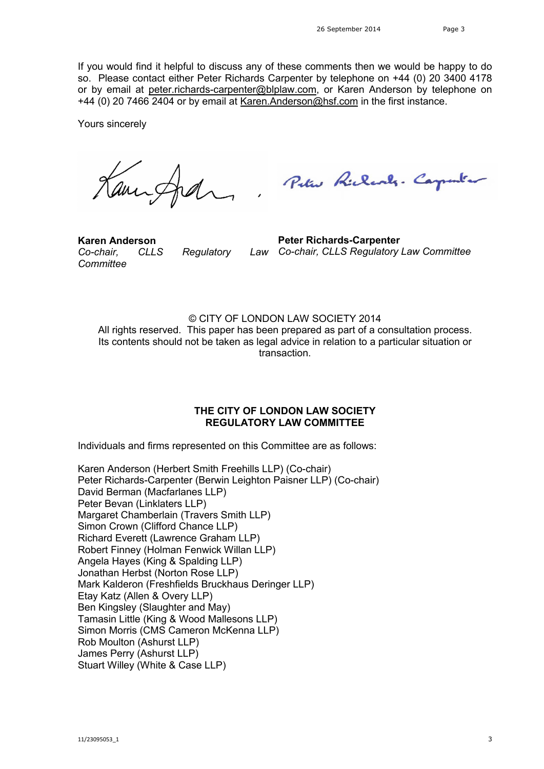If you would find it helpful to discuss any of these comments then we would be happy to do so. Please contact either Peter Richards Carpenter by telephone on +44 (0) 20 3400 4178 or by email at peter.richards-carpenter@blplaw.com, or Karen Anderson by telephone on +44 (0) 20 7466 2404 or by email at Karen.Anderson@hsf.com in the first instance.

Yours sincerely

**Karen Anderson**
*Co-chair, CLLS Regulatory Law Committee*

**Peter Richards-Carpenter**
*Co-chair, CLLS Regulatory Law Committee*

© CITY OF LONDON LAW SOCIETY 2014
All rights reserved. This paper has been prepared as part of a consultation process. Its contents should not be taken as legal advice in relation to a particular situation or transaction.

**THE CITY OF LONDON LAW SOCIETY**
**REGULATORY LAW COMMITTEE**

Individuals and firms represented on this Committee are as follows:

Karen Anderson (Herbert Smith Freehills LLP) (Co-chair)
Peter Richards-Carpenter (Berwin Leighton Paisner LLP) (Co-chair)
David Berman (Macfarlanes LLP)
Peter Bevan (Linklaters LLP)
Margaret Chamberlain (Travers Smith LLP)
Simon Crown (Clifford Chance LLP)
Richard Everett (Lawrence Graham LLP)
Robert Finney (Holman Fenwick Willan LLP)
Angela Hayes (King & Spalding LLP)
Jonathan Herbst (Norton Rose LLP)
Mark Kalderon (Freshfields Bruckhaus Deringer LLP)
Etay Katz (Allen & Overy LLP)
Ben Kingsley (Slaughter and May)
Tamasin Little (King & Wood Mallesons LLP)
Simon Morris (CMS Cameron McKenna LLP)
Rob Moulton (Ashurst LLP)
James Perry (Ashurst LLP)
Stuart Willey (White & Case LLP)